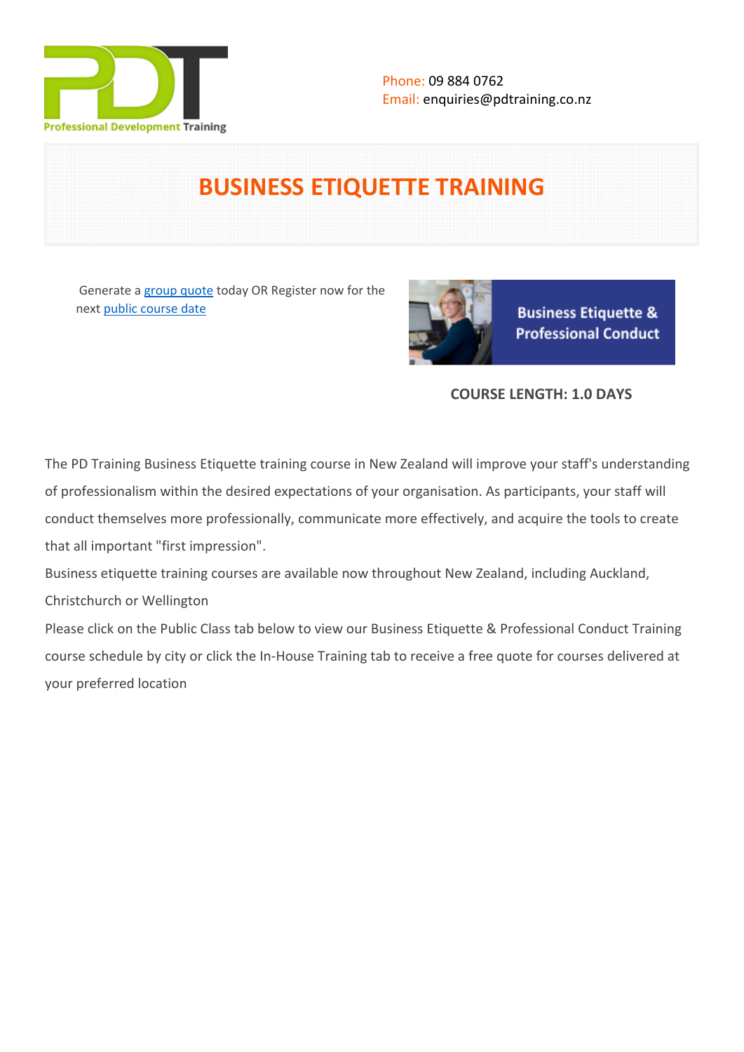Phone: 09 884 0762
Email: enquiries@pdtraining.co.nz

# BUSINESS ETIQUETTE TRAINING

Generate a group quote today OR Register now for the next public course date

**COURSE LENGTH: 1.0 DAYS**

The PD Training Business Etiquette training course in New Zealand will improve your staff's understanding of professionalism within the desired expectations of your organisation. As participants, your staff will conduct themselves more professionally, communicate more effectively, and acquire the tools to create that all important "first impression".

Business etiquette training courses are available now throughout New Zealand, including Auckland, Christchurch or Wellington

Please click on the Public Class tab below to view our Business Etiquette & Professional Conduct Training course schedule by city or click the In-House Training tab to receive a free quote for courses delivered at your preferred location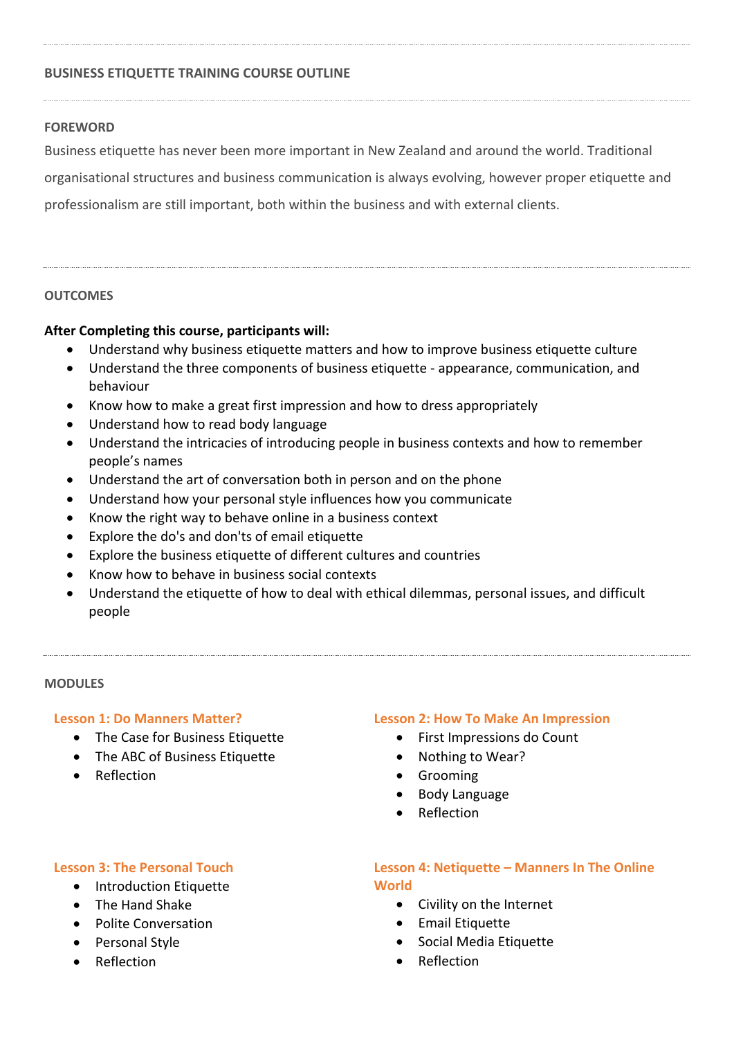## BUSINESS ETIQUETTE TRAINING COURSE OUTLINE

### FOREWORD

Business etiquette has never been more important in New Zealand and around the world. Traditional organisational structures and business communication is always evolving, however proper etiquette and professionalism are still important, both within the business and with external clients.

### OUTCOMES

**After Completing this course, participants will:**

- Understand why business etiquette matters and how to improve business etiquette culture
- Understand the three components of business etiquette - appearance, communication, and behaviour
- Know how to make a great first impression and how to dress appropriately
- Understand how to read body language
- Understand the intricacies of introducing people in business contexts and how to remember people's names
- Understand the art of conversation both in person and on the phone
- Understand how your personal style influences how you communicate
- Know the right way to behave online in a business context
- Explore the do's and don'ts of email etiquette
- Explore the business etiquette of different cultures and countries
- Know how to behave in business social contexts
- Understand the etiquette of how to deal with ethical dilemmas, personal issues, and difficult people

### MODULES

#### Lesson 1: Do Manners Matter?

- The Case for Business Etiquette
- The ABC of Business Etiquette
- Reflection

#### Lesson 2: How To Make An Impression

- First Impressions do Count
- Nothing to Wear?
- Grooming
- Body Language
- Reflection

#### Lesson 3: The Personal Touch

- Introduction Etiquette
- The Hand Shake
- Polite Conversation
- Personal Style
- Reflection

#### Lesson 4: Netiquette – Manners In The Online World

- Civility on the Internet
- Email Etiquette
- Social Media Etiquette
- Reflection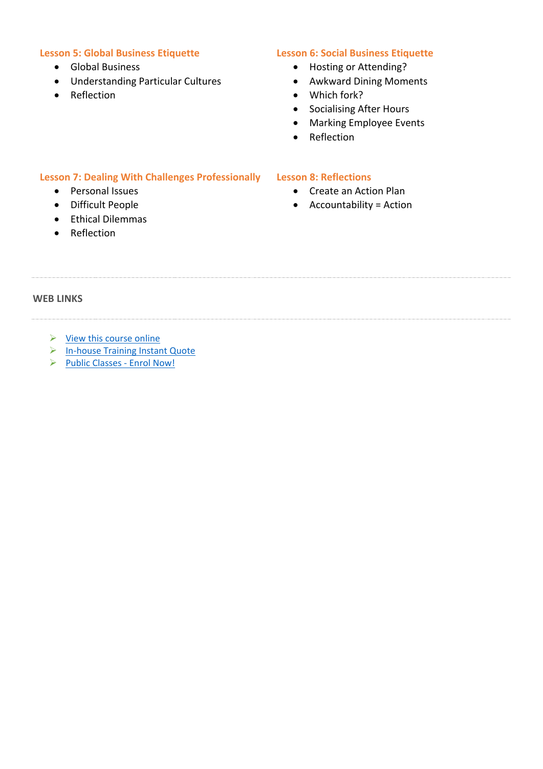### Lesson 5: Global Business Etiquette

- Global Business
- Understanding Particular Cultures
- Reflection

### Lesson 6: Social Business Etiquette

- Hosting or Attending?
- Awkward Dining Moments
- Which fork?
- Socialising After Hours
- Marking Employee Events
- Reflection

### Lesson 7: Dealing With Challenges Professionally

- Personal Issues
- Difficult People
- Ethical Dilemmas
- Reflection

### Lesson 8: Reflections

- Create an Action Plan
- Accountability = Action

---

## WEB LINKS

---

- View this course online
- In-house Training Instant Quote
- Public Classes - Enrol Now!